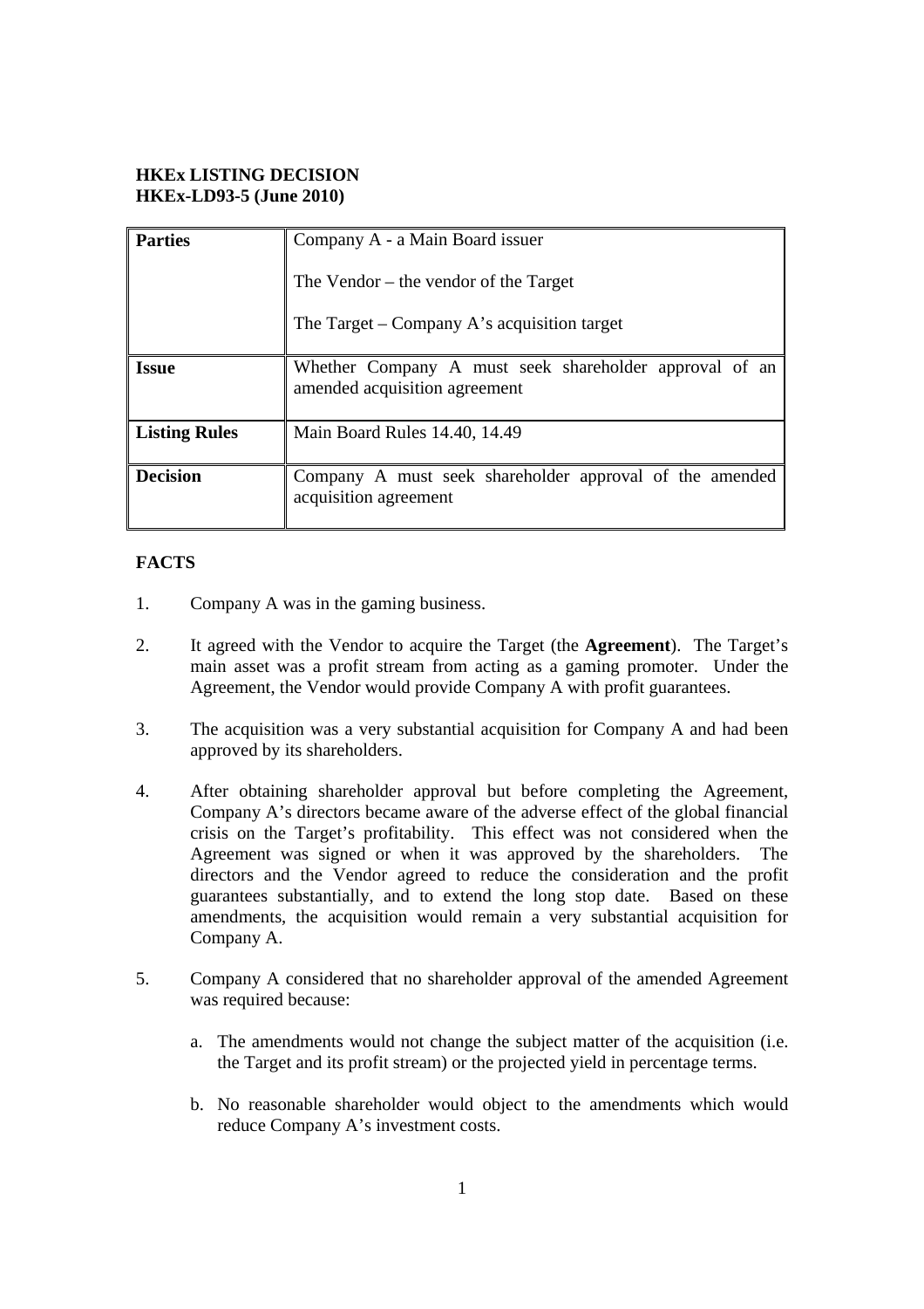**HKEx LISTING DECISION**
**HKEx-LD93-5 (June 2010)**

| **Parties** | Company A - a Main Board issuer<br><br>The Vendor – the vendor of the Target<br><br>The Target – Company A's acquisition target |
|---|---|
| **Issue** | Whether Company A must seek shareholder approval of an amended acquisition agreement |
| **Listing Rules** | Main Board Rules 14.40, 14.49 |
| **Decision** | Company A must seek shareholder approval of the amended acquisition agreement |

**FACTS**

1. Company A was in the gaming business.

2. It agreed with the Vendor to acquire the Target (the **Agreement**). The Target's main asset was a profit stream from acting as a gaming promoter. Under the Agreement, the Vendor would provide Company A with profit guarantees.

3. The acquisition was a very substantial acquisition for Company A and had been approved by its shareholders.

4. After obtaining shareholder approval but before completing the Agreement, Company A's directors became aware of the adverse effect of the global financial crisis on the Target's profitability. This effect was not considered when the Agreement was signed or when it was approved by the shareholders. The directors and the Vendor agreed to reduce the consideration and the profit guarantees substantially, and to extend the long stop date. Based on these amendments, the acquisition would remain a very substantial acquisition for Company A.

5. Company A considered that no shareholder approval of the amended Agreement was required because:

   a. The amendments would not change the subject matter of the acquisition (i.e. the Target and its profit stream) or the projected yield in percentage terms.

   b. No reasonable shareholder would object to the amendments which would reduce Company A's investment costs.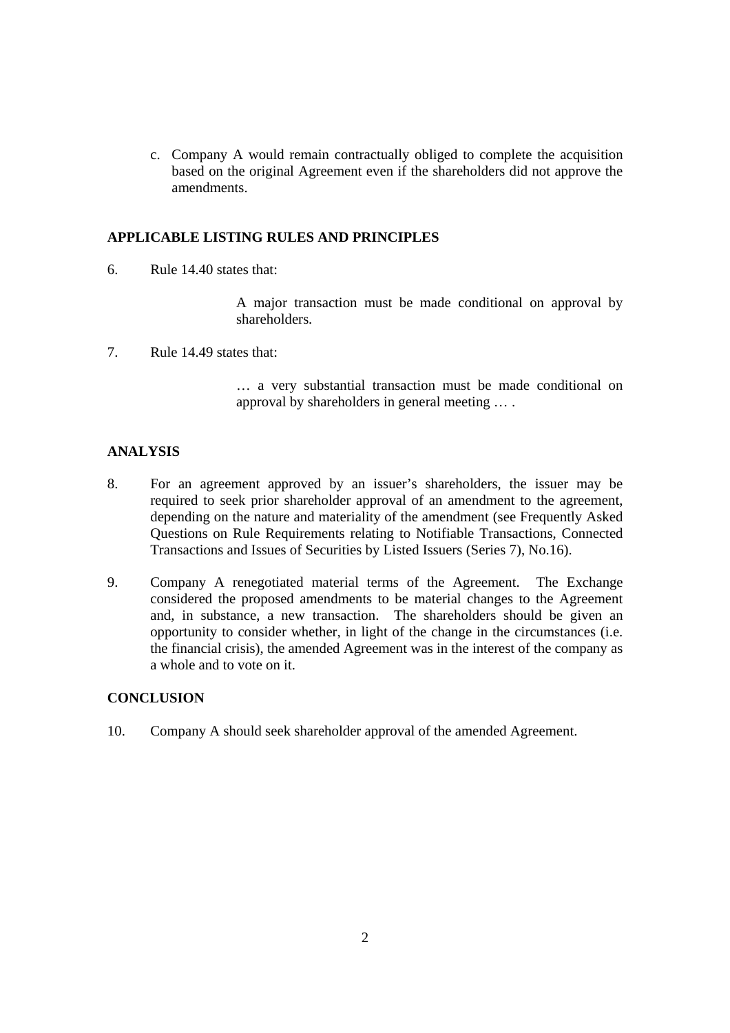c. Company A would remain contractually obliged to complete the acquisition based on the original Agreement even if the shareholders did not approve the amendments.

## APPLICABLE LISTING RULES AND PRINCIPLES

6. Rule 14.40 states that:

> A major transaction must be made conditional on approval by shareholders.

7. Rule 14.49 states that:

> … a very substantial transaction must be made conditional on approval by shareholders in general meeting … .

## ANALYSIS

8. For an agreement approved by an issuer's shareholders, the issuer may be required to seek prior shareholder approval of an amendment to the agreement, depending on the nature and materiality of the amendment (see Frequently Asked Questions on Rule Requirements relating to Notifiable Transactions, Connected Transactions and Issues of Securities by Listed Issuers (Series 7), No.16).

9. Company A renegotiated material terms of the Agreement. The Exchange considered the proposed amendments to be material changes to the Agreement and, in substance, a new transaction. The shareholders should be given an opportunity to consider whether, in light of the change in the circumstances (i.e. the financial crisis), the amended Agreement was in the interest of the company as a whole and to vote on it.

## CONCLUSION

10. Company A should seek shareholder approval of the amended Agreement.